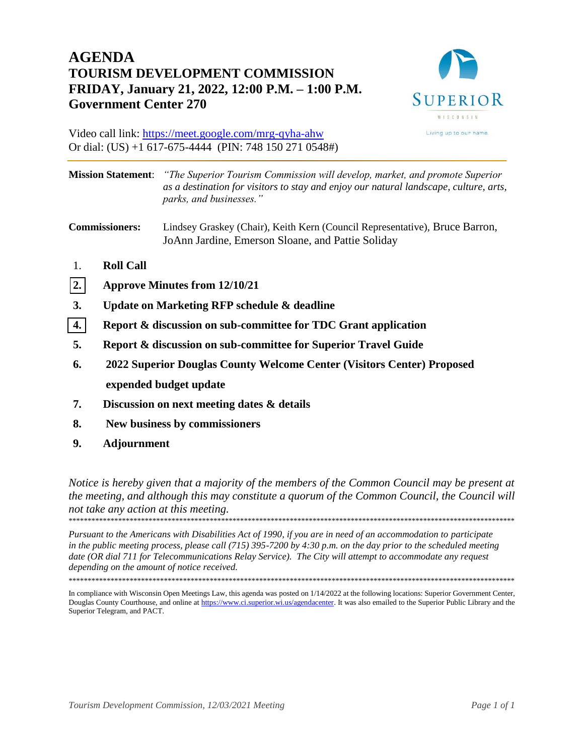# AGENDA
## TOURISM DEVELOPMENT COMMISSION
## FRIDAY, January 21, 2022, 12:00 P.M. – 1:00 P.M.
## Government Center 270

SUPERIOR
WISCONSIN
Living up to our name.

Video call link: https://meet.google.com/mrg-qyha-ahw
Or dial: (US) +1 617-675-4444 (PIN: 748 150 271 0548#)

**Mission Statement**: *"The Superior Tourism Commission will develop, market, and promote Superior as a destination for visitors to stay and enjoy our natural landscape, culture, arts, parks, and businesses."*

**Commissioners:** Lindsey Graskey (Chair), Keith Kern (Council Representative), Bruce Barron, JoAnn Jardine, Emerson Sloane, and Pattie Soliday

1. **Roll Call**
2. **Approve Minutes from 12/10/21**
3. **Update on Marketing RFP schedule & deadline**
4. **Report & discussion on sub-committee for TDC Grant application**
5. **Report & discussion on sub-committee for Superior Travel Guide**
6. **2022 Superior Douglas County Welcome Center (Visitors Center) Proposed expended budget update**
7. **Discussion on next meeting dates & details**
8. **New business by commissioners**
9. **Adjournment**

*Notice is hereby given that a majority of the members of the Common Council may be present at the meeting, and although this may constitute a quorum of the Common Council, the Council will not take any action at this meeting.*

*Pursuant to the Americans with Disabilities Act of 1990, if you are in need of an accommodation to participate in the public meeting process, please call (715) 395-7200 by 4:30 p.m. on the day prior to the scheduled meeting date (OR dial 711 for Telecommunications Relay Service). The City will attempt to accommodate any request depending on the amount of notice received.*

In compliance with Wisconsin Open Meetings Law, this agenda was posted on 1/14/2022 at the following locations: Superior Government Center, Douglas County Courthouse, and online at https://www.ci.superior.wi.us/agendacenter. It was also emailed to the Superior Public Library and the Superior Telegram, and PACT.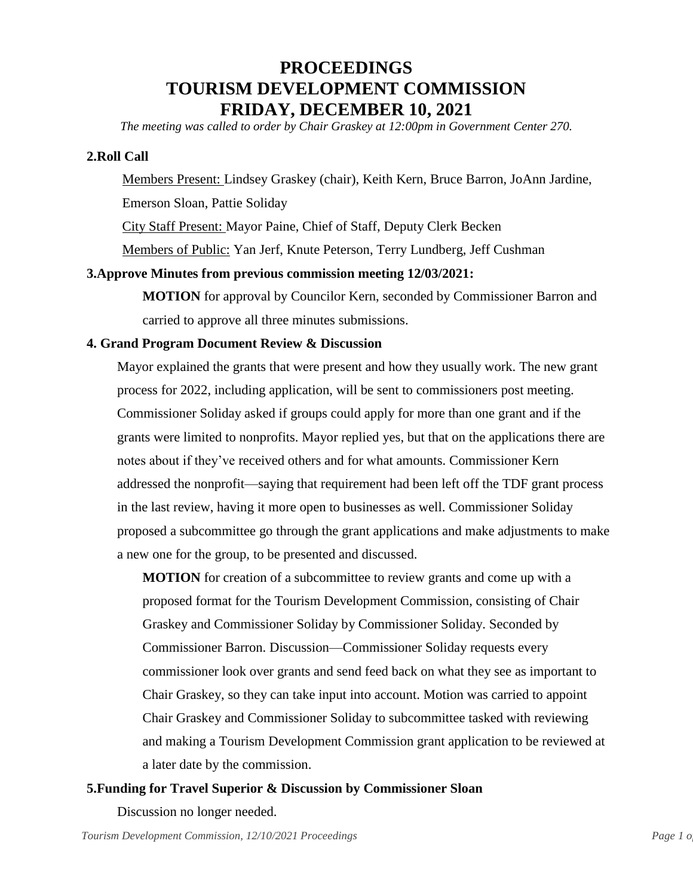# PROCEEDINGS
# TOURISM DEVELOPMENT COMMISSION
# FRIDAY, DECEMBER 10, 2021

*The meeting was called to order by Chair Graskey at 12:00pm in Government Center 270.*

**2.Roll Call**

Members Present: Lindsey Graskey (chair), Keith Kern, Bruce Barron, JoAnn Jardine, Emerson Sloan, Pattie Soliday

City Staff Present: Mayor Paine, Chief of Staff, Deputy Clerk Becken

Members of Public: Yan Jerf, Knute Peterson, Terry Lundberg, Jeff Cushman

**3.Approve Minutes from previous commission meeting 12/03/2021:**

**MOTION** for approval by Councilor Kern, seconded by Commissioner Barron and carried to approve all three minutes submissions.

**4. Grand Program Document Review & Discussion**

Mayor explained the grants that were present and how they usually work. The new grant process for 2022, including application, will be sent to commissioners post meeting. Commissioner Soliday asked if groups could apply for more than one grant and if the grants were limited to nonprofits. Mayor replied yes, but that on the applications there are notes about if they've received others and for what amounts. Commissioner Kern addressed the nonprofit—saying that requirement had been left off the TDF grant process in the last review, having it more open to businesses as well. Commissioner Soliday proposed a subcommittee go through the grant applications and make adjustments to make a new one for the group, to be presented and discussed.

**MOTION** for creation of a subcommittee to review grants and come up with a proposed format for the Tourism Development Commission, consisting of Chair Graskey and Commissioner Soliday by Commissioner Soliday. Seconded by Commissioner Barron. Discussion—Commissioner Soliday requests every commissioner look over grants and send feed back on what they see as important to Chair Graskey, so they can take input into account. Motion was carried to appoint Chair Graskey and Commissioner Soliday to subcommittee tasked with reviewing and making a Tourism Development Commission grant application to be reviewed at a later date by the commission.

**5.Funding for Travel Superior & Discussion by Commissioner Sloan**

Discussion no longer needed.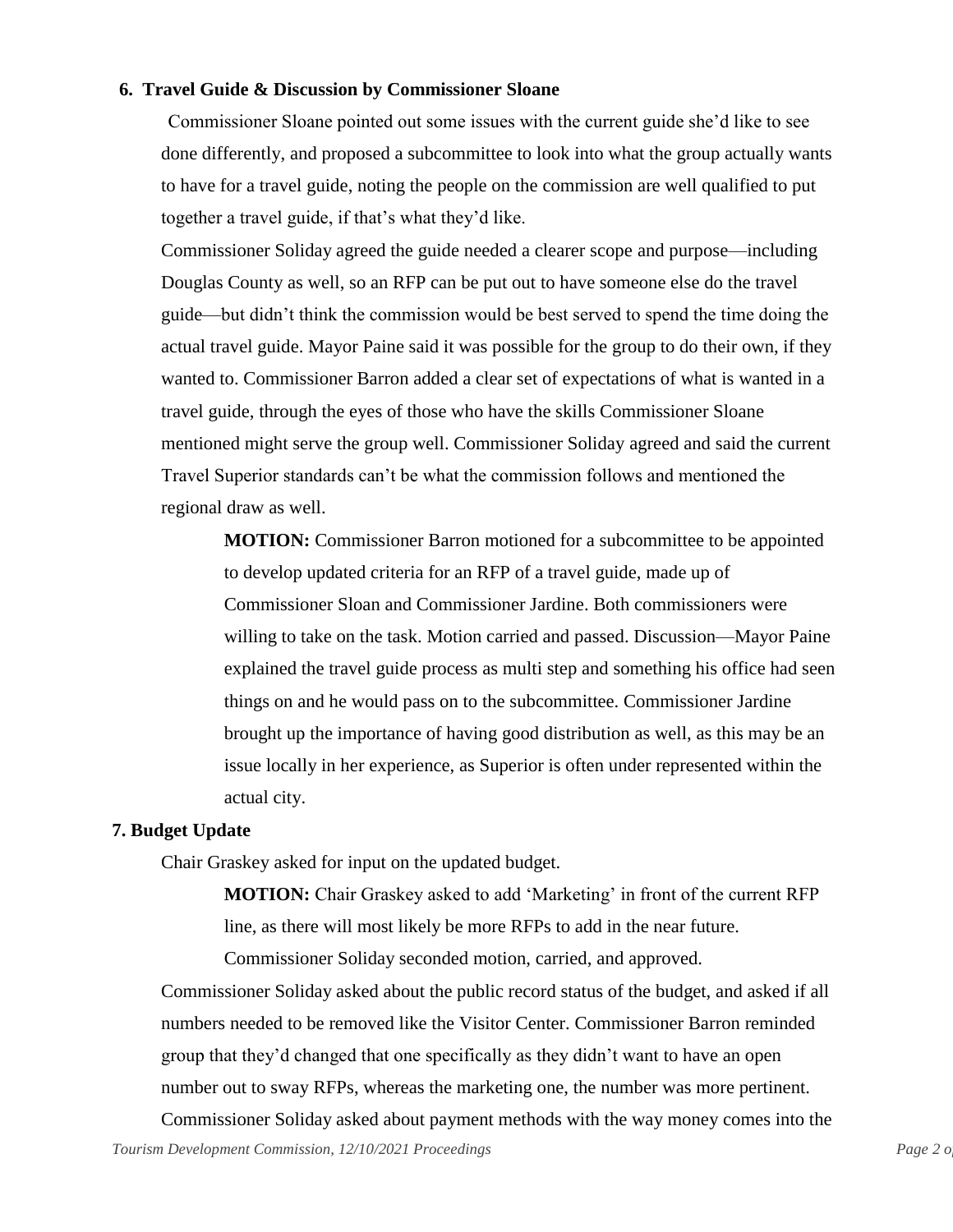## 6. Travel Guide & Discussion by Commissioner Sloane

Commissioner Sloane pointed out some issues with the current guide she'd like to see done differently, and proposed a subcommittee to look into what the group actually wants to have for a travel guide, noting the people on the commission are well qualified to put together a travel guide, if that's what they'd like.

Commissioner Soliday agreed the guide needed a clearer scope and purpose—including Douglas County as well, so an RFP can be put out to have someone else do the travel guide—but didn't think the commission would be best served to spend the time doing the actual travel guide. Mayor Paine said it was possible for the group to do their own, if they wanted to. Commissioner Barron added a clear set of expectations of what is wanted in a travel guide, through the eyes of those who have the skills Commissioner Sloane mentioned might serve the group well. Commissioner Soliday agreed and said the current Travel Superior standards can't be what the commission follows and mentioned the regional draw as well.

> **MOTION:** Commissioner Barron motioned for a subcommittee to be appointed to develop updated criteria for an RFP of a travel guide, made up of Commissioner Sloan and Commissioner Jardine. Both commissioners were willing to take on the task. Motion carried and passed. Discussion—Mayor Paine explained the travel guide process as multi step and something his office had seen things on and he would pass on to the subcommittee. Commissioner Jardine brought up the importance of having good distribution as well, as this may be an issue locally in her experience, as Superior is often under represented within the actual city.

## 7. Budget Update

Chair Graskey asked for input on the updated budget.

> **MOTION:** Chair Graskey asked to add 'Marketing' in front of the current RFP line, as there will most likely be more RFPs to add in the near future. Commissioner Soliday seconded motion, carried, and approved.

Commissioner Soliday asked about the public record status of the budget, and asked if all numbers needed to be removed like the Visitor Center. Commissioner Barron reminded group that they'd changed that one specifically as they didn't want to have an open number out to sway RFPs, whereas the marketing one, the number was more pertinent. Commissioner Soliday asked about payment methods with the way money comes into the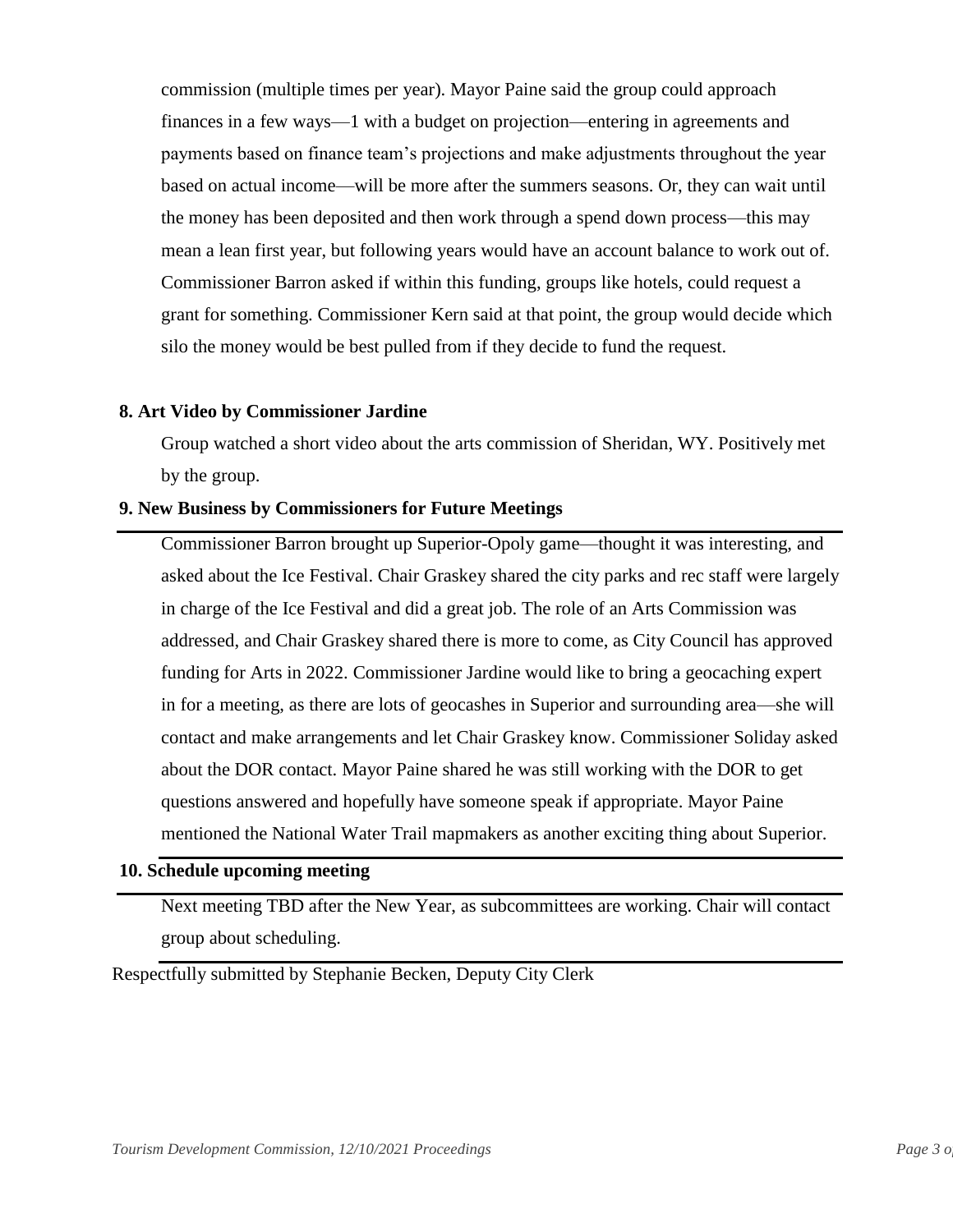commission (multiple times per year). Mayor Paine said the group could approach finances in a few ways—1 with a budget on projection—entering in agreements and payments based on finance team's projections and make adjustments throughout the year based on actual income—will be more after the summers seasons. Or, they can wait until the money has been deposited and then work through a spend down process—this may mean a lean first year, but following years would have an account balance to work out of. Commissioner Barron asked if within this funding, groups like hotels, could request a grant for something. Commissioner Kern said at that point, the group would decide which silo the money would be best pulled from if they decide to fund the request.

**8. Art Video by Commissioner Jardine**

Group watched a short video about the arts commission of Sheridan, WY. Positively met by the group.

**9. New Business by Commissioners for Future Meetings**

Commissioner Barron brought up Superior-Opoly game—thought it was interesting, and asked about the Ice Festival. Chair Graskey shared the city parks and rec staff were largely in charge of the Ice Festival and did a great job. The role of an Arts Commission was addressed, and Chair Graskey shared there is more to come, as City Council has approved funding for Arts in 2022. Commissioner Jardine would like to bring a geocaching expert in for a meeting, as there are lots of geocashes in Superior and surrounding area—she will contact and make arrangements and let Chair Graskey know. Commissioner Soliday asked about the DOR contact. Mayor Paine shared he was still working with the DOR to get questions answered and hopefully have someone speak if appropriate. Mayor Paine mentioned the National Water Trail mapmakers as another exciting thing about Superior.

**10. Schedule upcoming meeting**

Next meeting TBD after the New Year, as subcommittees are working. Chair will contact group about scheduling.

Respectfully submitted by Stephanie Becken, Deputy City Clerk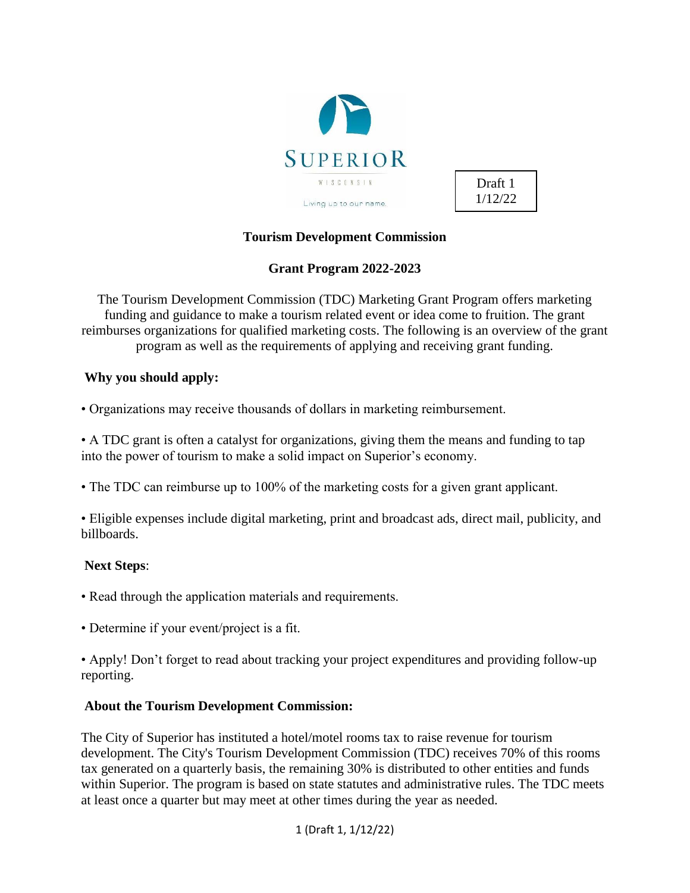SUPERIOR

WISCONSIN

Living up to our name.

Draft 1
1/12/22

**Tourism Development Commission**

**Grant Program 2022-2023**

The Tourism Development Commission (TDC) Marketing Grant Program offers marketing funding and guidance to make a tourism related event or idea come to fruition. The grant reimburses organizations for qualified marketing costs. The following is an overview of the grant program as well as the requirements of applying and receiving grant funding.

**Why you should apply:**

• Organizations may receive thousands of dollars in marketing reimbursement.

• A TDC grant is often a catalyst for organizations, giving them the means and funding to tap into the power of tourism to make a solid impact on Superior's economy.

• The TDC can reimburse up to 100% of the marketing costs for a given grant applicant.

• Eligible expenses include digital marketing, print and broadcast ads, direct mail, publicity, and billboards.

**Next Steps**:

• Read through the application materials and requirements.

• Determine if your event/project is a fit.

• Apply! Don't forget to read about tracking your project expenditures and providing follow-up reporting.

**About the Tourism Development Commission:**

The City of Superior has instituted a hotel/motel rooms tax to raise revenue for tourism development. The City's Tourism Development Commission (TDC) receives 70% of this rooms tax generated on a quarterly basis, the remaining 30% is distributed to other entities and funds within Superior. The program is based on state statutes and administrative rules. The TDC meets at least once a quarter but may meet at other times during the year as needed.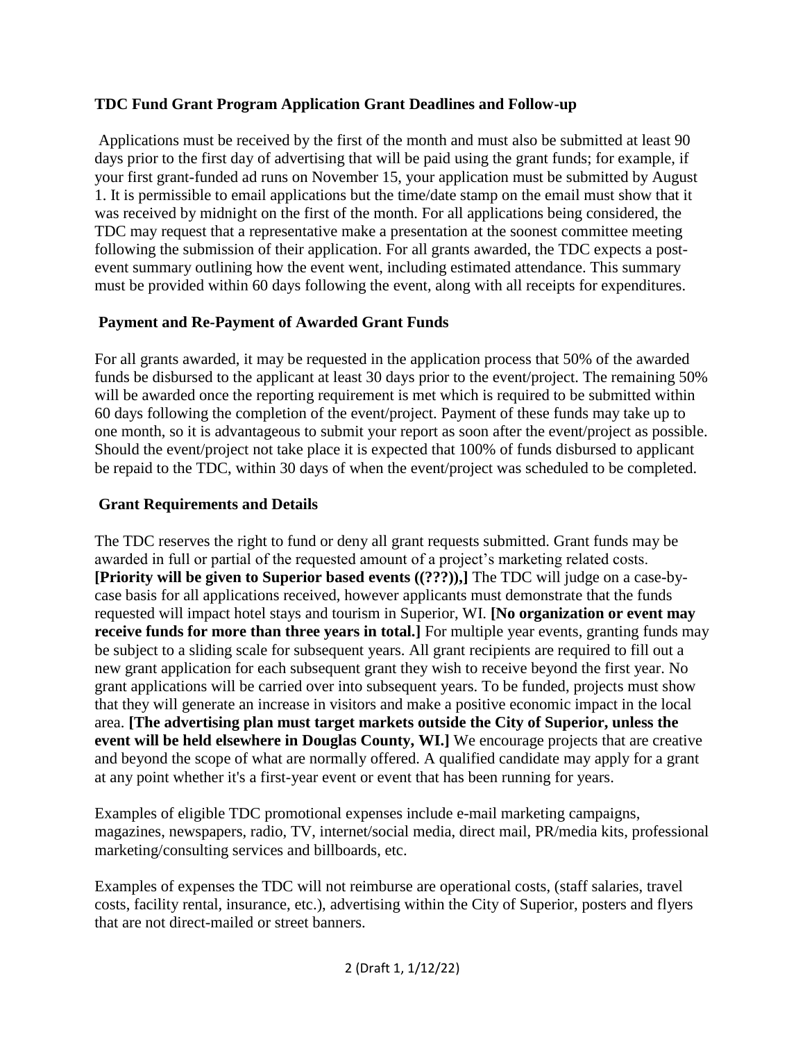### TDC Fund Grant Program Application Grant Deadlines and Follow-up

Applications must be received by the first of the month and must also be submitted at least 90 days prior to the first day of advertising that will be paid using the grant funds; for example, if your first grant-funded ad runs on November 15, your application must be submitted by August 1. It is permissible to email applications but the time/date stamp on the email must show that it was received by midnight on the first of the month. For all applications being considered, the TDC may request that a representative make a presentation at the soonest committee meeting following the submission of their application. For all grants awarded, the TDC expects a post-event summary outlining how the event went, including estimated attendance. This summary must be provided within 60 days following the event, along with all receipts for expenditures.

### Payment and Re-Payment of Awarded Grant Funds

For all grants awarded, it may be requested in the application process that 50% of the awarded funds be disbursed to the applicant at least 30 days prior to the event/project. The remaining 50% will be awarded once the reporting requirement is met which is required to be submitted within 60 days following the completion of the event/project. Payment of these funds may take up to one month, so it is advantageous to submit your report as soon after the event/project as possible. Should the event/project not take place it is expected that 100% of funds disbursed to applicant be repaid to the TDC, within 30 days of when the event/project was scheduled to be completed.

### Grant Requirements and Details

The TDC reserves the right to fund or deny all grant requests submitted. Grant funds may be awarded in full or partial of the requested amount of a project's marketing related costs. **[Priority will be given to Superior based events ((???)),]** The TDC will judge on a case-by-case basis for all applications received, however applicants must demonstrate that the funds requested will impact hotel stays and tourism in Superior, WI. **[No organization or event may receive funds for more than three years in total.]** For multiple year events, granting funds may be subject to a sliding scale for subsequent years. All grant recipients are required to fill out a new grant application for each subsequent grant they wish to receive beyond the first year. No grant applications will be carried over into subsequent years. To be funded, projects must show that they will generate an increase in visitors and make a positive economic impact in the local area. **[The advertising plan must target markets outside the City of Superior, unless the event will be held elsewhere in Douglas County, WI.]** We encourage projects that are creative and beyond the scope of what are normally offered. A qualified candidate may apply for a grant at any point whether it's a first-year event or event that has been running for years.

Examples of eligible TDC promotional expenses include e-mail marketing campaigns, magazines, newspapers, radio, TV, internet/social media, direct mail, PR/media kits, professional marketing/consulting services and billboards, etc.

Examples of expenses the TDC will not reimburse are operational costs, (staff salaries, travel costs, facility rental, insurance, etc.), advertising within the City of Superior, posters and flyers that are not direct-mailed or street banners.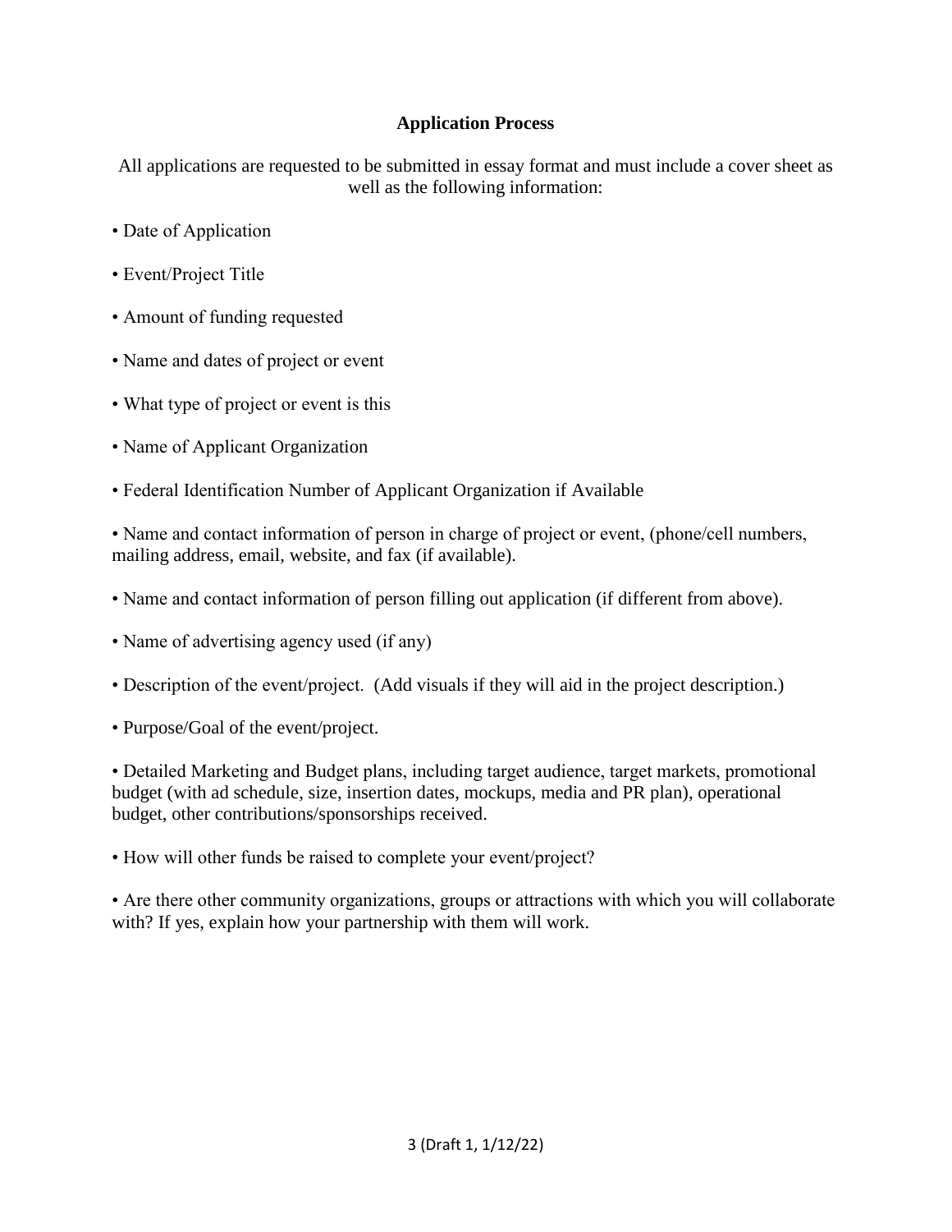**Application Process**

All applications are requested to be submitted in essay format and must include a cover sheet as well as the following information:

- Date of Application
- Event/Project Title
- Amount of funding requested
- Name and dates of project or event
- What type of project or event is this
- Name of Applicant Organization
- Federal Identification Number of Applicant Organization if Available
- Name and contact information of person in charge of project or event, (phone/cell numbers, mailing address, email, website, and fax (if available).
- Name and contact information of person filling out application (if different from above).
- Name of advertising agency used (if any)
- Description of the event/project. (Add visuals if they will aid in the project description.)
- Purpose/Goal of the event/project.
- Detailed Marketing and Budget plans, including target audience, target markets, promotional budget (with ad schedule, size, insertion dates, mockups, media and PR plan), operational budget, other contributions/sponsorships received.
- How will other funds be raised to complete your event/project?
- Are there other community organizations, groups or attractions with which you will collaborate with? If yes, explain how your partnership with them will work.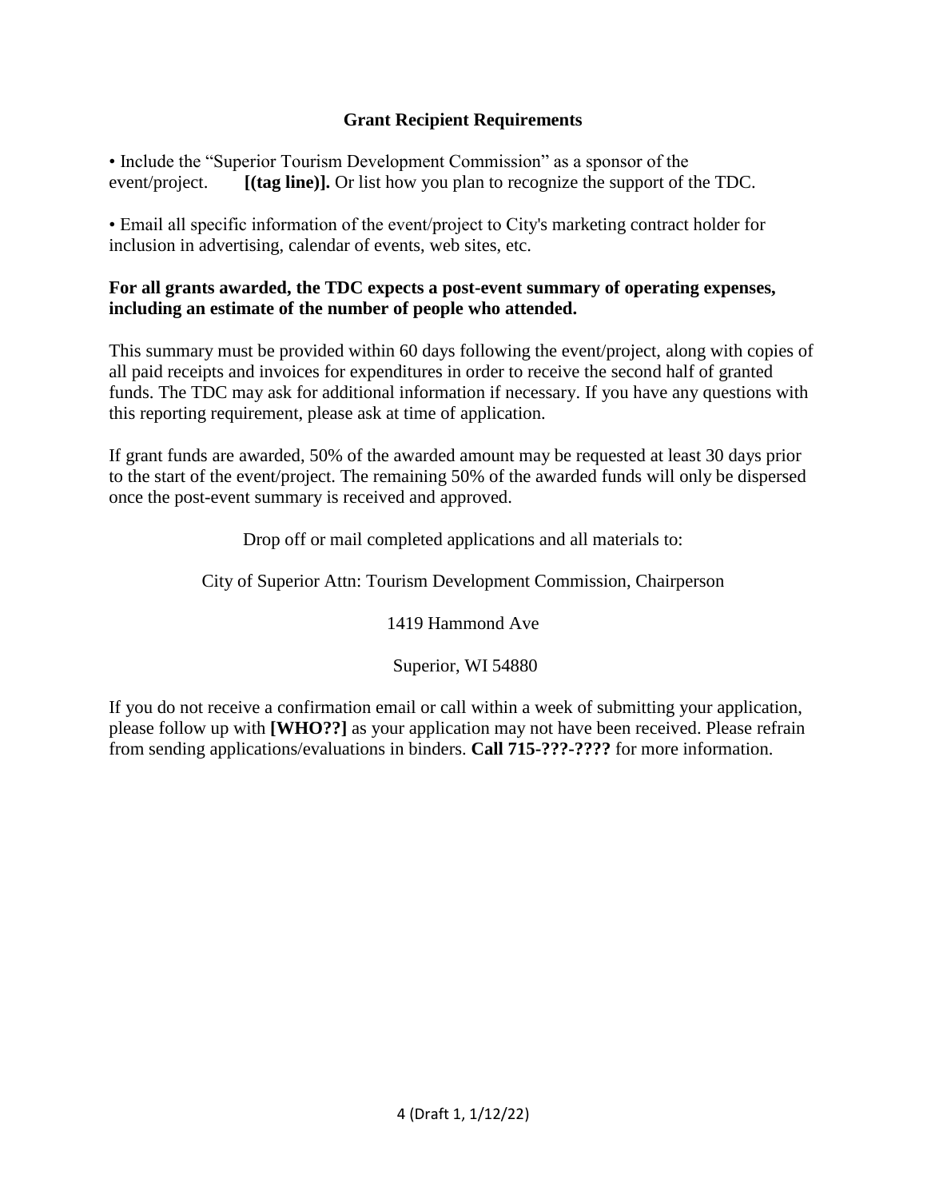## Grant Recipient Requirements

• Include the "Superior Tourism Development Commission" as a sponsor of the event/project. **[(tag line)].** Or list how you plan to recognize the support of the TDC.

• Email all specific information of the event/project to City's marketing contract holder for inclusion in advertising, calendar of events, web sites, etc.

**For all grants awarded, the TDC expects a post-event summary of operating expenses, including an estimate of the number of people who attended.**

This summary must be provided within 60 days following the event/project, along with copies of all paid receipts and invoices for expenditures in order to receive the second half of granted funds. The TDC may ask for additional information if necessary. If you have any questions with this reporting requirement, please ask at time of application.

If grant funds are awarded, 50% of the awarded amount may be requested at least 30 days prior to the start of the event/project. The remaining 50% of the awarded funds will only be dispersed once the post-event summary is received and approved.

Drop off or mail completed applications and all materials to:

City of Superior Attn: Tourism Development Commission, Chairperson

1419 Hammond Ave

Superior, WI 54880

If you do not receive a confirmation email or call within a week of submitting your application, please follow up with **[WHO??]** as your application may not have been received. Please refrain from sending applications/evaluations in binders. **Call 715-???-????** for more information.

(Draft 1, 1/12/22)